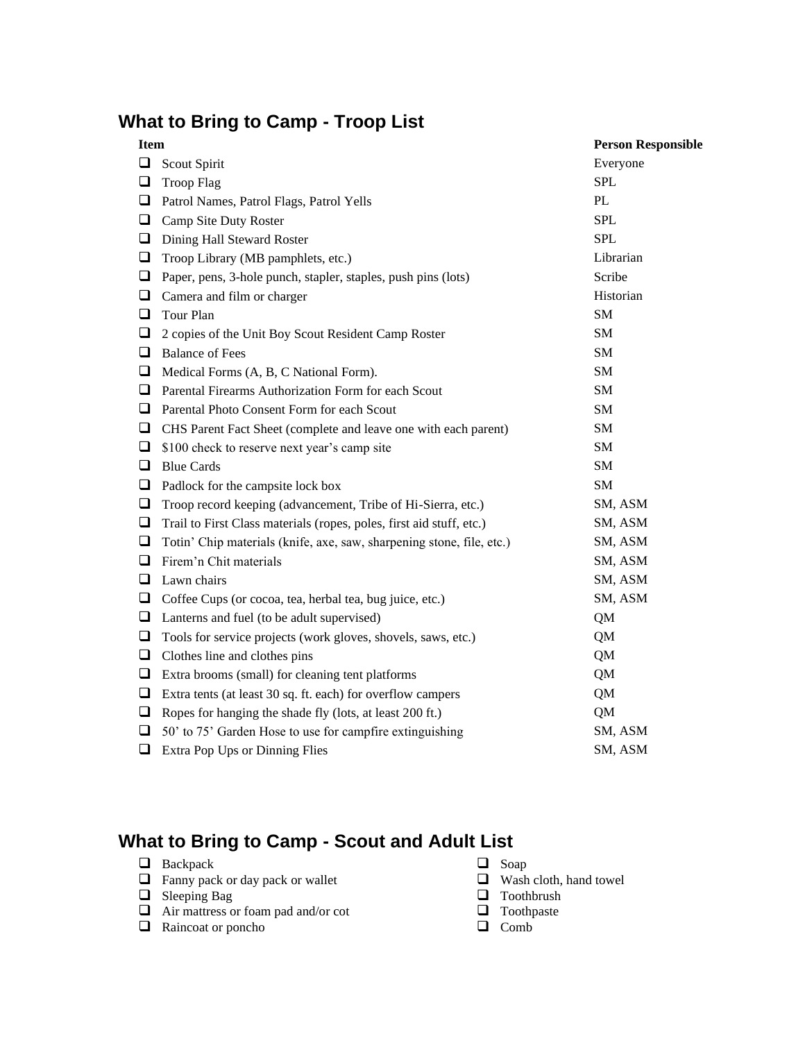## What to Bring to Camp - Troop List

| Item | Person Responsible |
|---|---|
| ☐ Scout Spirit | Everyone |
| ☐ Troop Flag | SPL |
| ☐ Patrol Names, Patrol Flags, Patrol Yells | PL |
| ☐ Camp Site Duty Roster | SPL |
| ☐ Dining Hall Steward Roster | SPL |
| ☐ Troop Library (MB pamphlets, etc.) | Librarian |
| ☐ Paper, pens, 3-hole punch, stapler, staples, push pins (lots) | Scribe |
| ☐ Camera and film or charger | Historian |
| ☐ Tour Plan | SM |
| ☐ 2 copies of the Unit Boy Scout Resident Camp Roster | SM |
| ☐ Balance of Fees | SM |
| ☐ Medical Forms (A, B, C National Form). | SM |
| ☐ Parental Firearms Authorization Form for each Scout | SM |
| ☐ Parental Photo Consent Form for each Scout | SM |
| ☐ CHS Parent Fact Sheet (complete and leave one with each parent) | SM |
| ☐ $100 check to reserve next year's camp site | SM |
| ☐ Blue Cards | SM |
| ☐ Padlock for the campsite lock box | SM |
| ☐ Troop record keeping (advancement, Tribe of Hi-Sierra, etc.) | SM, ASM |
| ☐ Trail to First Class materials (ropes, poles, first aid stuff, etc.) | SM, ASM |
| ☐ Totin' Chip materials (knife, axe, saw, sharpening stone, file, etc.) | SM, ASM |
| ☐ Firem'n Chit materials | SM, ASM |
| ☐ Lawn chairs | SM, ASM |
| ☐ Coffee Cups (or cocoa, tea, herbal tea, bug juice, etc.) | SM, ASM |
| ☐ Lanterns and fuel (to be adult supervised) | QM |
| ☐ Tools for service projects (work gloves, shovels, saws, etc.) | QM |
| ☐ Clothes line and clothes pins | QM |
| ☐ Extra brooms (small) for cleaning tent platforms | QM |
| ☐ Extra tents (at least 30 sq. ft. each) for overflow campers | QM |
| ☐ Ropes for hanging the shade fly (lots, at least 200 ft.) | QM |
| ☐ 50' to 75' Garden Hose to use for campfire extinguishing | SM, ASM |
| ☐ Extra Pop Ups or Dinning Flies | SM, ASM |

## What to Bring to Camp - Scout and Adult List

- ☐ Backpack
- ☐ Fanny pack or day pack or wallet
- ☐ Sleeping Bag
- ☐ Air mattress or foam pad and/or cot
- ☐ Raincoat or poncho
- ☐ Soap
- ☐ Wash cloth, hand towel
- ☐ Toothbrush
- ☐ Toothpaste
- ☐ Comb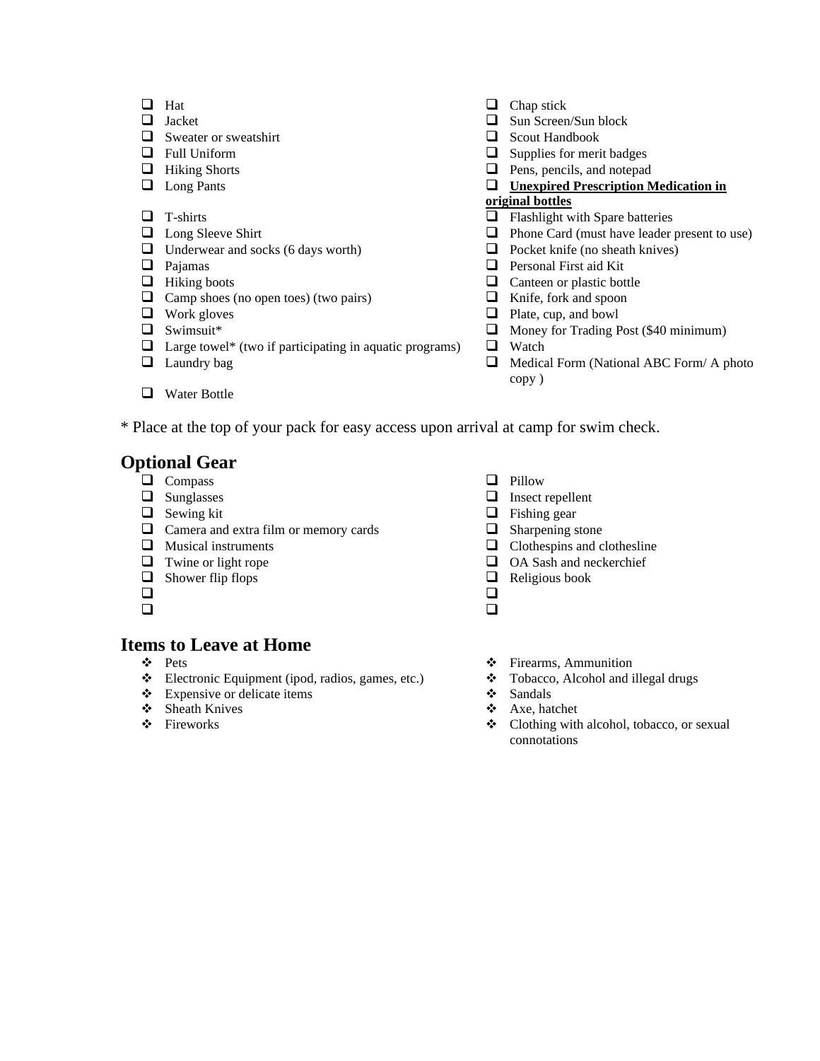- [ ] Hat
- [ ] Jacket
- [ ] Sweater or sweatshirt
- [ ] Full Uniform
- [ ] Hiking Shorts
- [ ] Long Pants
- [ ] T-shirts
- [ ] Long Sleeve Shirt
- [ ] Underwear and socks (6 days worth)
- [ ] Pajamas
- [ ] Hiking boots
- [ ] Camp shoes (no open toes) (two pairs)
- [ ] Work gloves
- [ ] Swimsuit*
- [ ] Large towel* (two if participating in aquatic programs)
- [ ] Laundry bag
- [ ] Water Bottle
- [ ] Chap stick
- [ ] Sun Screen/Sun block
- [ ] Scout Handbook
- [ ] Supplies for merit badges
- [ ] Pens, pencils, and notepad
- [ ] **Unexpired Prescription Medication in original bottles**
- [ ] Flashlight with Spare batteries
- [ ] Phone Card (must have leader present to use)
- [ ] Pocket knife (no sheath knives)
- [ ] Personal First aid Kit
- [ ] Canteen or plastic bottle
- [ ] Knife, fork and spoon
- [ ] Plate, cup, and bowl
- [ ] Money for Trading Post ($40 minimum)
- [ ] Watch
- [ ] Medical Form (National ABC Form/ A photo copy )

* Place at the top of your pack for easy access upon arrival at camp for swim check.

## Optional Gear

- [ ] Compass
- [ ] Sunglasses
- [ ] Sewing kit
- [ ] Camera and extra film or memory cards
- [ ] Musical instruments
- [ ] Twine or light rope
- [ ] Shower flip flops
- [ ] 
- [ ] 
- [ ] Pillow
- [ ] Insect repellent
- [ ] Fishing gear
- [ ] Sharpening stone
- [ ] Clothespins and clothesline
- [ ] OA Sash and neckerchief
- [ ] Religious book
- [ ] 
- [ ] 

## Items to Leave at Home

- Pets
- Electronic Equipment (ipod, radios, games, etc.)
- Expensive or delicate items
- Sheath Knives
- Fireworks
- Firearms, Ammunition
- Tobacco, Alcohol and illegal drugs
- Sandals
- Axe, hatchet
- Clothing with alcohol, tobacco, or sexual connotations